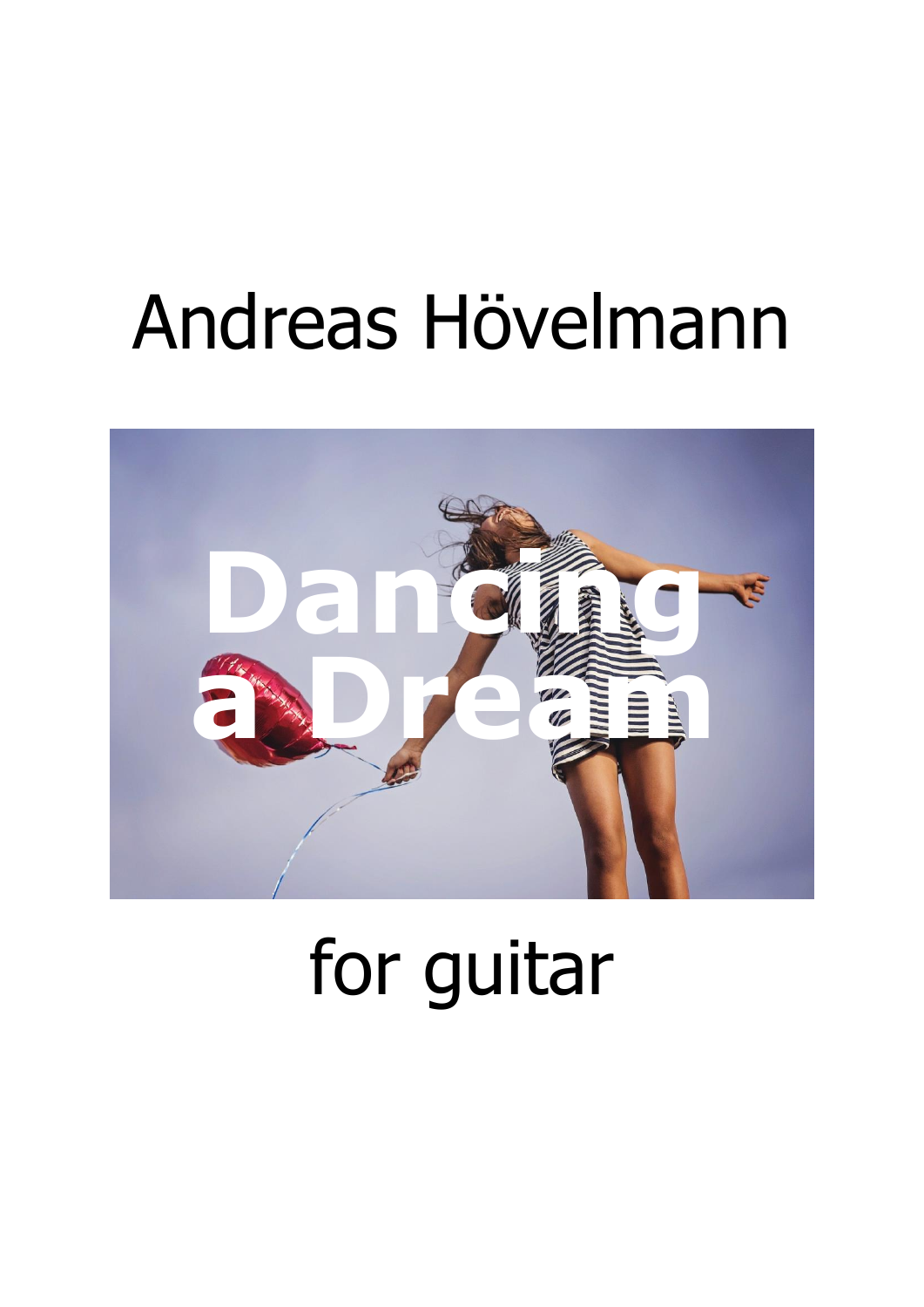# Andreas Hövelmann

# Dancing a Dream

for guitar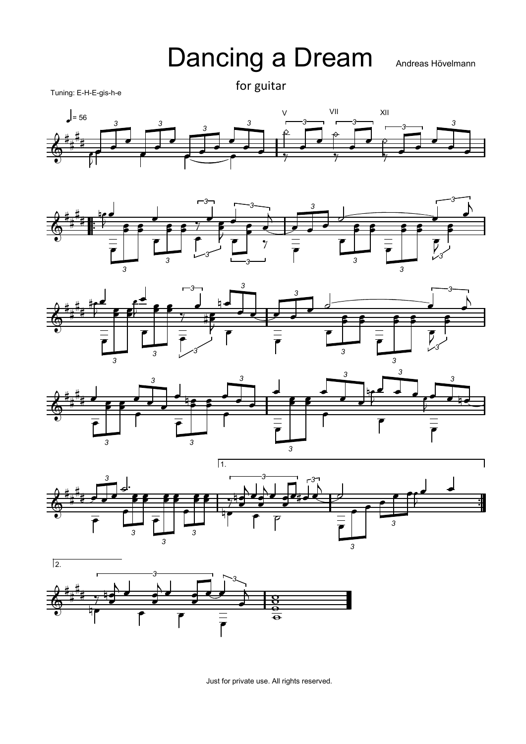# Dancing a Dream

Andreas Hövelmann

for guitar

Tuning: E-H-E-gis-h-e

Just for private use. All rights reserved.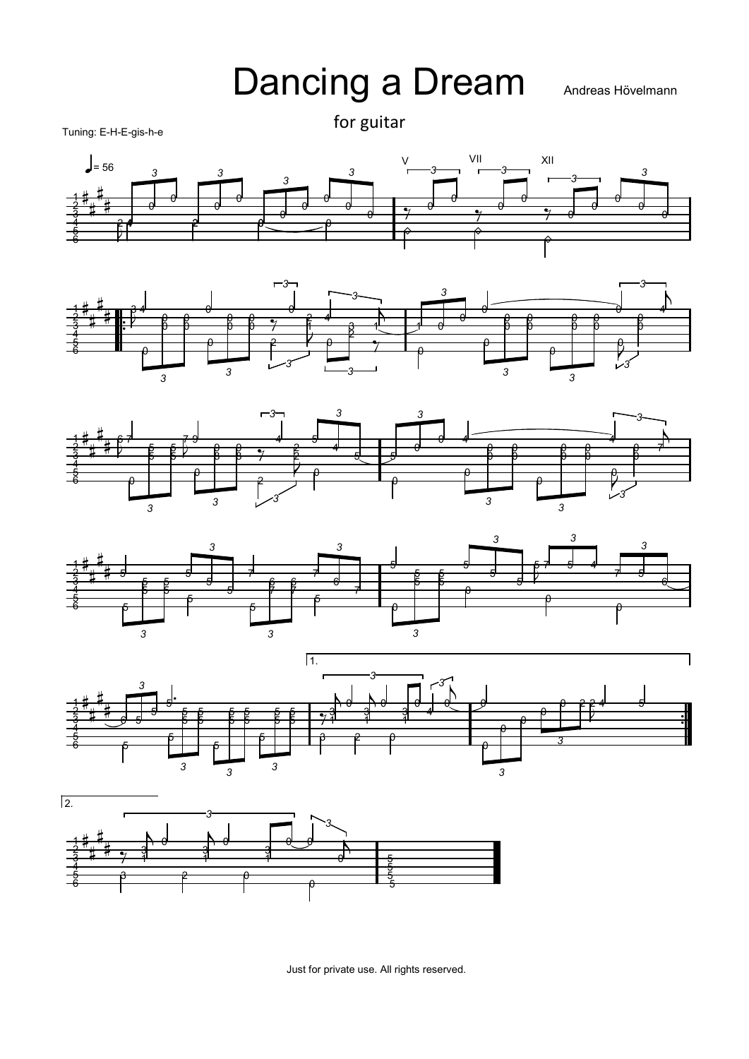# Dancing a Dream

Andreas Hövelmann

for guitar

Tuning: E-H-E-gis-h-e

Just for private use. All rights reserved.